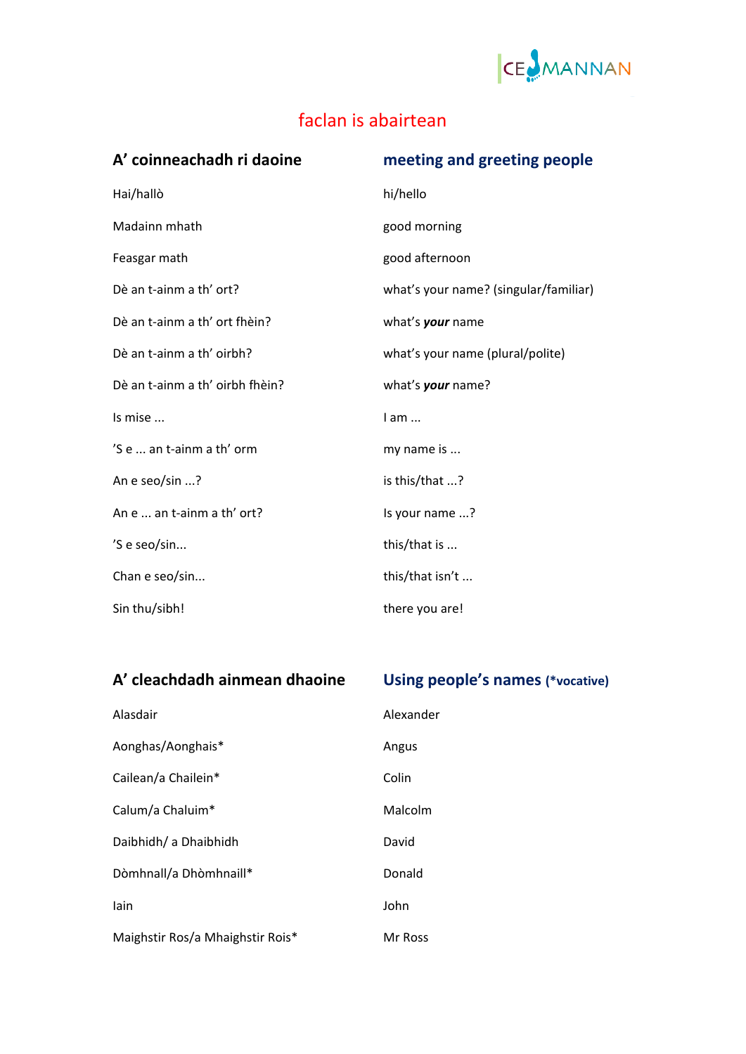## faclan is abairtean

| A’ coinneachadh ri daoine | meeting and greeting people |
|---|---|
| Hai/hallò | hi/hello |
| Madainn mhath | good morning |
| Feasgar math | good afternoon |
| Dè an t-ainm a th’ ort? | what’s your name? (singular/familiar) |
| Dè an t-ainm a th’ ort fhèin? | what’s ***your*** name |
| Dè an t-ainm a th’ oirbh? | what’s your name (plural/polite) |
| Dè an t-ainm a th’ oirbh fhèin? | what’s ***your*** name? |
| Is mise ... | I am ... |
| ’S e ... an t-ainm a th’ orm | my name is ... |
| An e seo/sin ...? | is this/that ...? |
| An e ... an t-ainm a th’ ort? | Is your name ...? |
| ’S e seo/sin... | this/that is ... |
| Chan e seo/sin... | this/that isn’t ... |
| Sin thu/sibh! | there you are! |

| A’ cleachdadh ainmean dhaoine | Using people’s names (*vocative) |
|---|---|
| Alasdair | Alexander |
| Aonghas/Aonghais* | Angus |
| Cailean/a Chailein* | Colin |
| Calum/a Chaluim* | Malcolm |
| Daibhidh/ a Dhaibhidh | David |
| Dòmhnall/a Dhòmhnaill* | Donald |
| Iain | John |
| Maighstir Ros/a Mhaighstir Rois* | Mr Ross |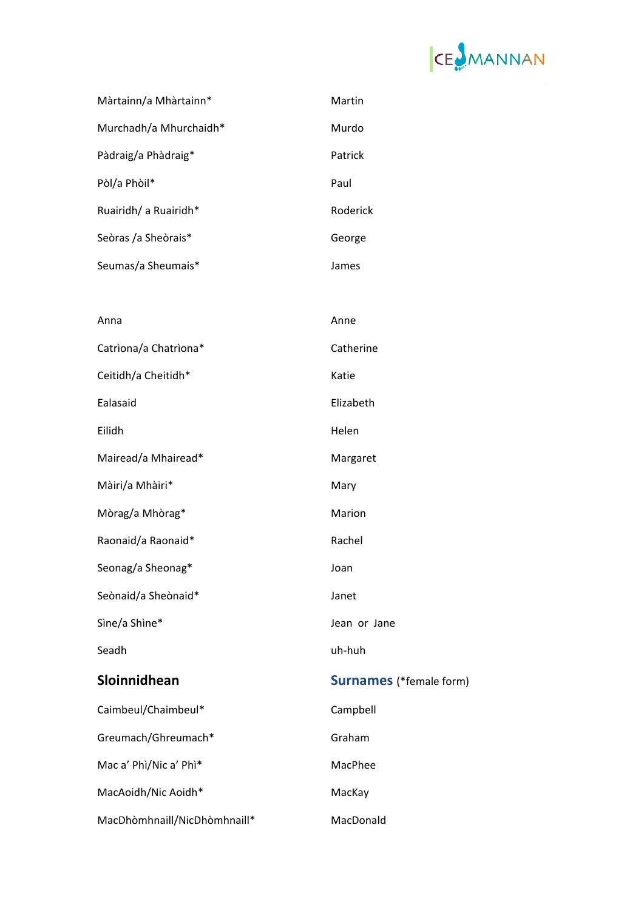| | |
|---|---|
| Màrtainn/a Mhàrtainn* | Martin |
| Murchadh/a Mhurchaidh* | Murdo |
| Pàdraig/a Phàdraig* | Patrick |
| Pòl/a Phòil* | Paul |
| Ruairidh/ a Ruairidh* | Roderick |
| Seòras /a Sheòrais* | George |
| Seumas/a Sheumais* | James |
| | |
| Anna | Anne |
| Catrìona/a Chatrìona* | Catherine |
| Ceitidh/a Cheitidh* | Katie |
| Ealasaid | Elizabeth |
| Eilidh | Helen |
| Mairead/a Mhairead* | Margaret |
| Màiri/a Mhàiri* | Mary |
| Mòrag/a Mhòrag* | Marion |
| Raonaid/a Raonaid* | Rachel |
| Seonag/a Sheonag* | Joan |
| Seònaid/a Sheònaid* | Janet |
| Sìne/a Shìne* | Jean or Jane |
| Seadh | uh-huh |

| **Sloinnidhean** | **Surnames** (*female form) |
|---|---|
| Caimbeul/Chaimbeul* | Campbell |
| Greumach/Ghreumach* | Graham |
| Mac a' Phì/Nic a' Phì* | MacPhee |
| MacAoidh/Nic Aoidh* | MacKay |
| MacDhòmhnaill/NicDhòmhnaill* | MacDonald |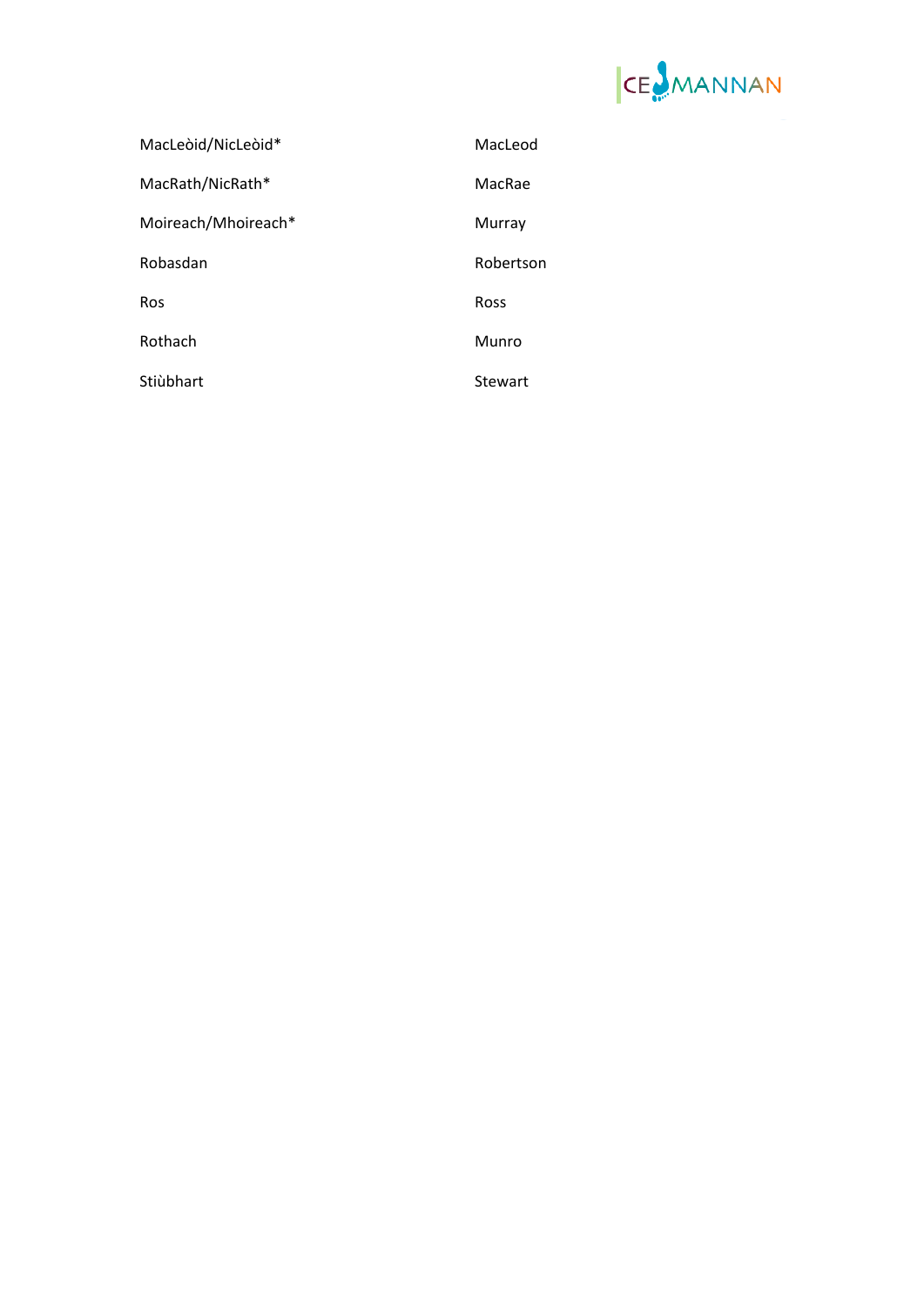| | |
|---|---|
| MacLeòid/NicLeòid* | MacLeod |
| MacRath/NicRath* | MacRae |
| Moireach/Mhoireach* | Murray |
| Robasdan | Robertson |
| Ros | Ross |
| Rothach | Munro |
| Stiùbhart | Stewart |